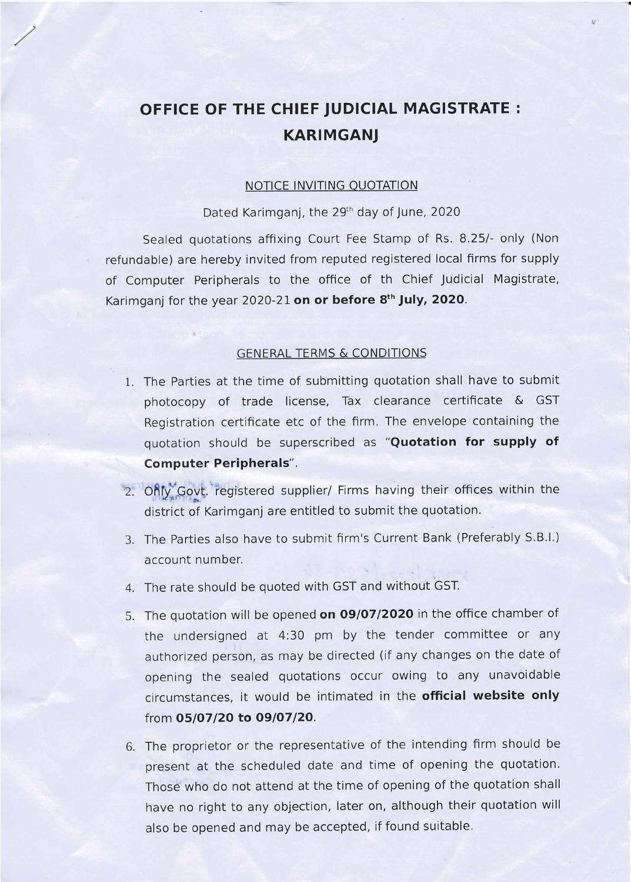# OFFICE OF THE CHIEF JUDICIAL MAGISTRATE : KARIMGANJ

## NOTICE INVITING QUOTATION

Dated Karimganj, the 29th day of June, 2020

Sealed quotations affixing Court Fee Stamp of Rs. 8.25/- only (Non refundable) are hereby invited from reputed registered local firms for supply of Computer Peripherals to the office of th Chief Judicial Magistrate, Karimganj for the year 2020-21 **on or before 8th July, 2020**.

## GENERAL TERMS & CONDITIONS

1. The Parties at the time of submitting quotation shall have to submit photocopy of trade license, Tax clearance certificate & GST Registration certificate etc of the firm. The envelope containing the quotation should be superscribed as "**Quotation for supply of Computer Peripherals**".
2. Only Govt. registered supplier/ Firms having their offices within the district of Karimganj are entitled to submit the quotation.
3. The Parties also have to submit firm's Current Bank (Preferably S.B.I.) account number.
4. The rate should be quoted with GST and without GST.
5. The quotation will be opened **on 09/07/2020** in the office chamber of the undersigned at 4:30 pm by the tender committee or any authorized person, as may be directed (if any changes on the date of opening the sealed quotations occur owing to any unavoidable circumstances, it would be intimated in the **official website only** from **05/07/20 to 09/07/20**.
6. The proprietor or the representative of the intending firm should be present at the scheduled date and time of opening the quotation. Those who do not attend at the time of opening of the quotation shall have no right to any objection, later on, although their quotation will also be opened and may be accepted, if found suitable.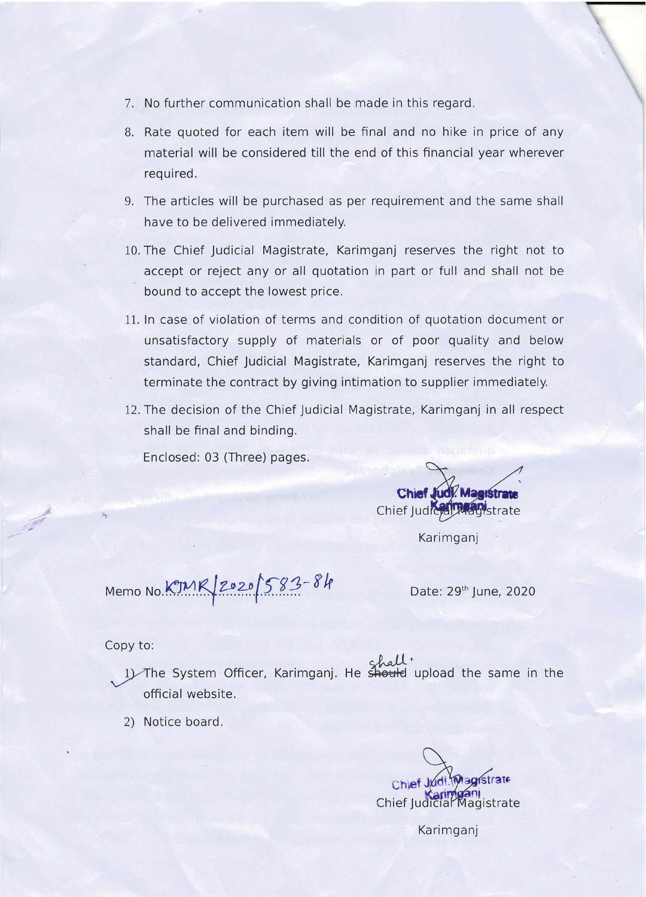7. No further communication shall be made in this regard.
8. Rate quoted for each item will be final and no hike in price of any material will be considered till the end of this financial year wherever required.
9. The articles will be purchased as per requirement and the same shall have to be delivered immediately.
10. The Chief Judicial Magistrate, Karimganj reserves the right not to accept or reject any or all quotation in part or full and shall not be bound to accept the lowest price.
11. In case of violation of terms and condition of quotation document or unsatisfactory supply of materials or of poor quality and below standard, Chief Judicial Magistrate, Karimganj reserves the right to terminate the contract by giving intimation to supplier immediately.
12. The decision of the Chief Judicial Magistrate, Karimganj in all respect shall be final and binding.

Enclosed: 03 (Three) pages.

Chief Judl. Magistrate
Karimganj
Chief Judicial Magistrate

Karimganj

Memo No. KJMR/2020/583-84

Date: 29th June, 2020

Copy to:

1) The System Officer, Karimganj. He ~~should~~ shall upload the same in the official website.
2) Notice board.

Chief Judl. Magistrate
Karimganj
Chief Judicial Magistrate

Karimganj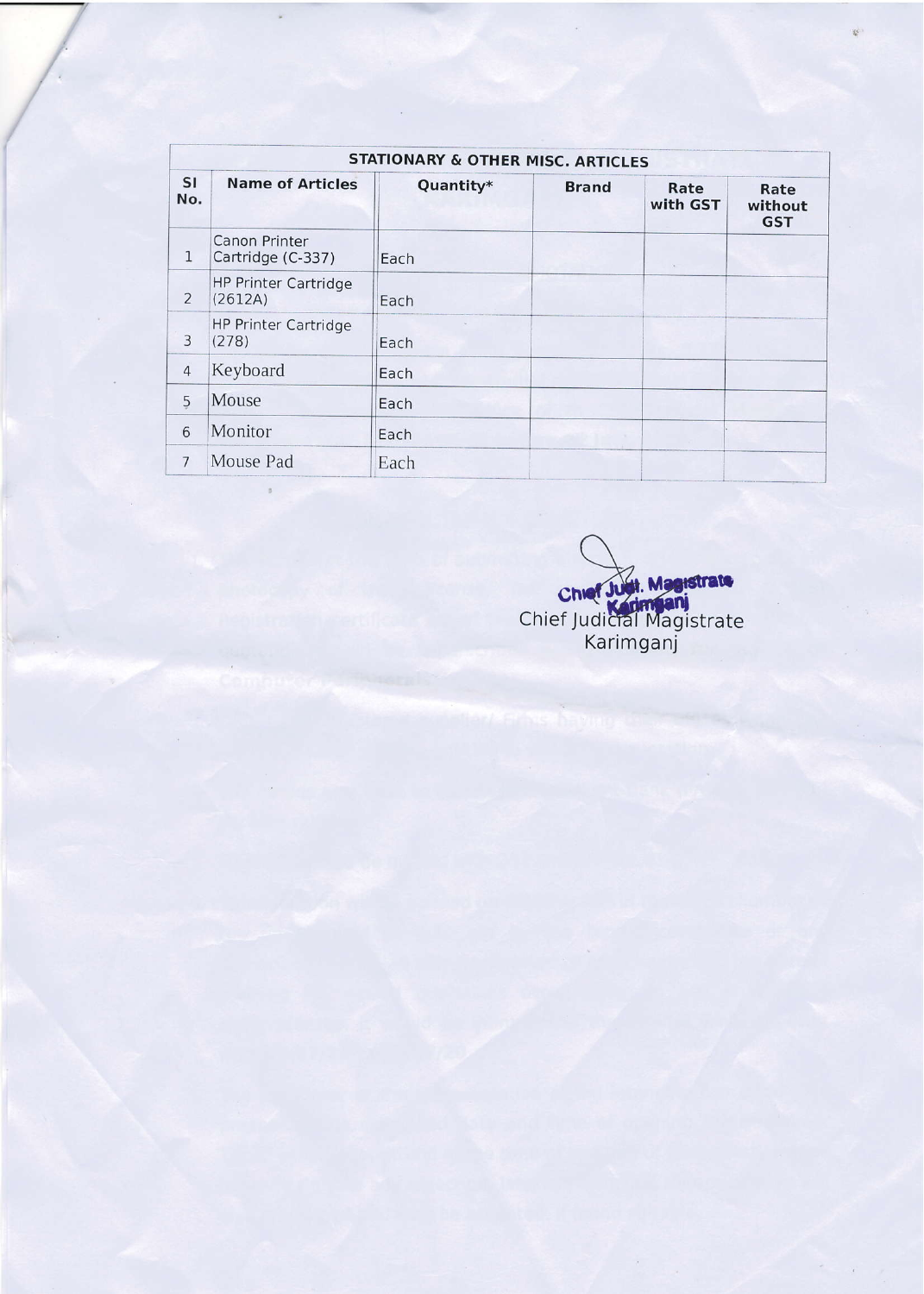| STATIONARY & OTHER MISC. ARTICLES | | | | | |
|---|---|---|---|---|---|
| Sl No. | Name of Articles | Quantity* | Brand | Rate with GST | Rate without GST |
| 1 | Canon Printer Cartridge (C-337) | Each | | | |
| 2 | HP Printer Cartridge (2612A) | Each | | | |
| 3 | HP Printer Cartridge (278) | Each | | | |
| 4 | Keyboard | Each | | | |
| 5 | Mouse | Each | | | |
| 6 | Monitor | Each | | | |
| 7 | Mouse Pad | Each | | | |

Chief Judl. Magistrate
Karimganj

Chief Judicial Magistrate
Karimganj